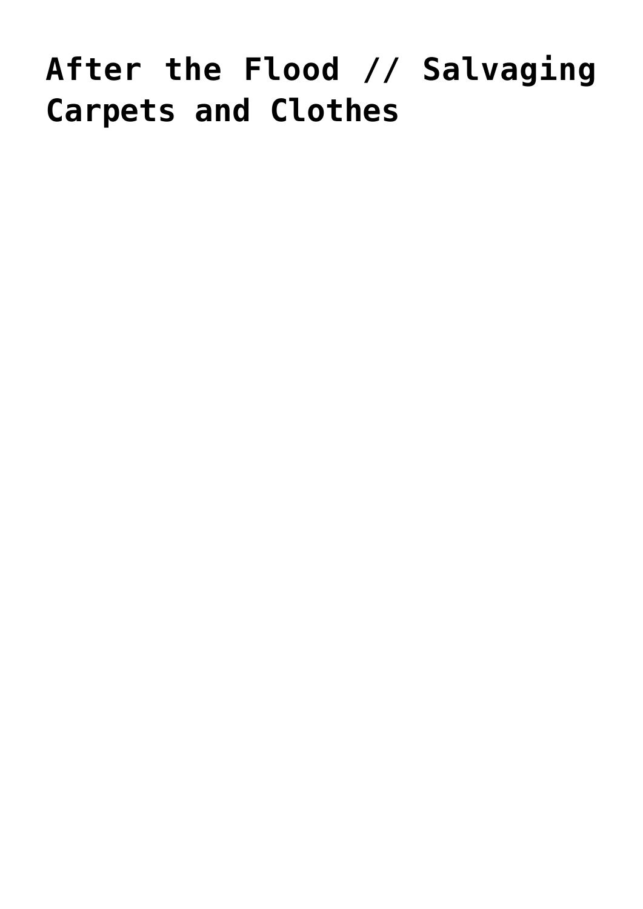# After the Flood // Salvaging Carpets and Clothes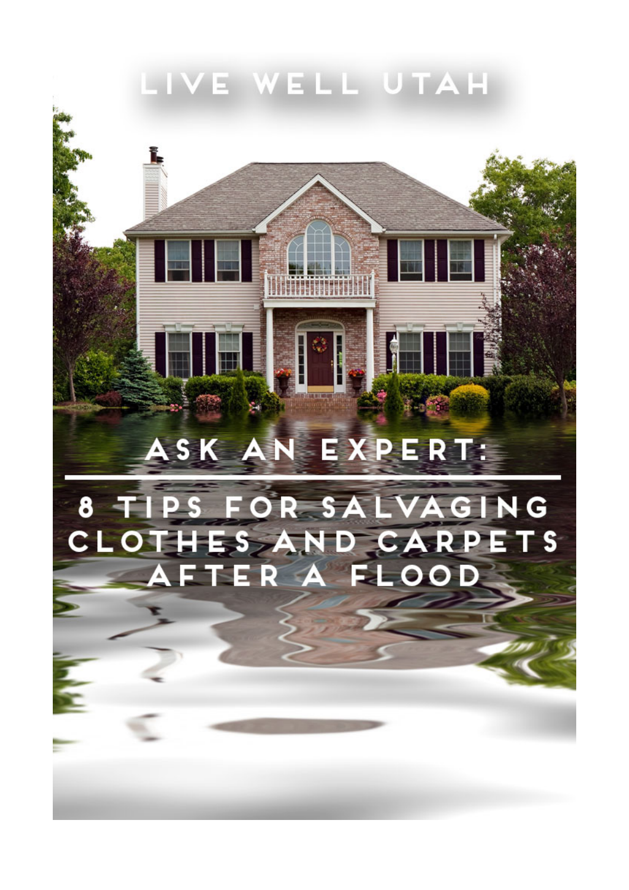LIVE WELL UTAH

# ASK AN EXPERT:

# 8 TIPS FOR SALVAGING CLOTHES AND CARPETS AFTER A FLOOD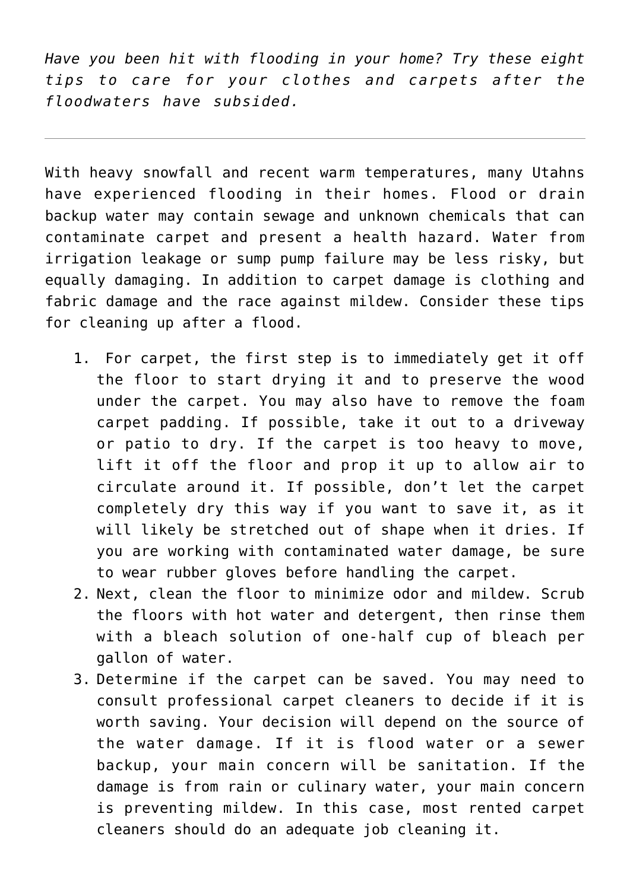*Have you been hit with flooding in your home? Try these eight tips to care for your clothes and carpets after the floodwaters have subsided.*

---

With heavy snowfall and recent warm temperatures, many Utahns have experienced flooding in their homes. Flood or drain backup water may contain sewage and unknown chemicals that can contaminate carpet and present a health hazard. Water from irrigation leakage or sump pump failure may be less risky, but equally damaging. In addition to carpet damage is clothing and fabric damage and the race against mildew. Consider these tips for cleaning up after a flood.

1. For carpet, the first step is to immediately get it off the floor to start drying it and to preserve the wood under the carpet. You may also have to remove the foam carpet padding. If possible, take it out to a driveway or patio to dry. If the carpet is too heavy to move, lift it off the floor and prop it up to allow air to circulate around it. If possible, don't let the carpet completely dry this way if you want to save it, as it will likely be stretched out of shape when it dries. If you are working with contaminated water damage, be sure to wear rubber gloves before handling the carpet.
2. Next, clean the floor to minimize odor and mildew. Scrub the floors with hot water and detergent, then rinse them with a bleach solution of one-half cup of bleach per gallon of water.
3. Determine if the carpet can be saved. You may need to consult professional carpet cleaners to decide if it is worth saving. Your decision will depend on the source of the water damage. If it is flood water or a sewer backup, your main concern will be sanitation. If the damage is from rain or culinary water, your main concern is preventing mildew. In this case, most rented carpet cleaners should do an adequate job cleaning it.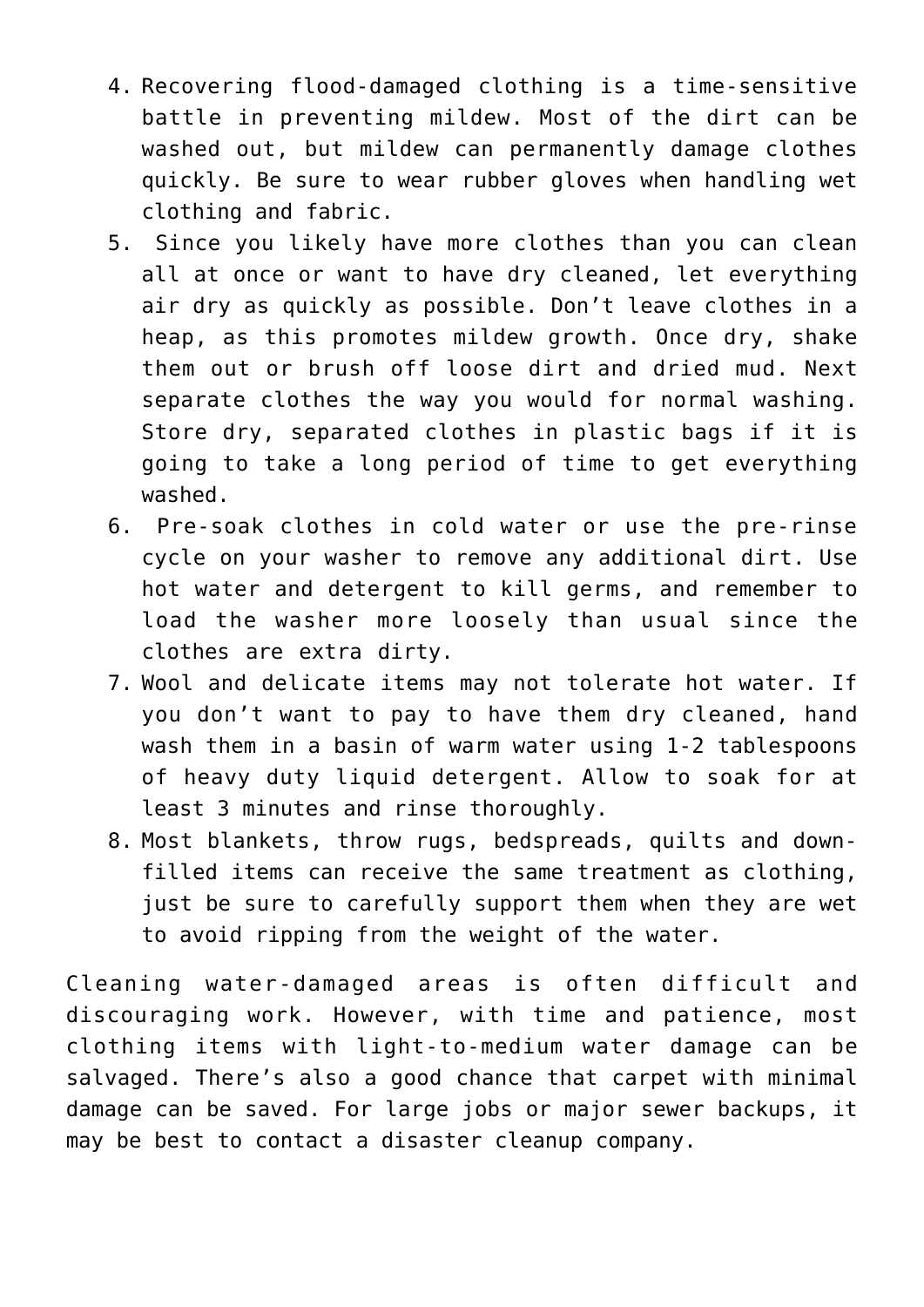4. Recovering flood-damaged clothing is a time-sensitive battle in preventing mildew. Most of the dirt can be washed out, but mildew can permanently damage clothes quickly. Be sure to wear rubber gloves when handling wet clothing and fabric.
5. Since you likely have more clothes than you can clean all at once or want to have dry cleaned, let everything air dry as quickly as possible. Don't leave clothes in a heap, as this promotes mildew growth. Once dry, shake them out or brush off loose dirt and dried mud. Next separate clothes the way you would for normal washing. Store dry, separated clothes in plastic bags if it is going to take a long period of time to get everything washed.
6. Pre-soak clothes in cold water or use the pre-rinse cycle on your washer to remove any additional dirt. Use hot water and detergent to kill germs, and remember to load the washer more loosely than usual since the clothes are extra dirty.
7. Wool and delicate items may not tolerate hot water. If you don't want to pay to have them dry cleaned, hand wash them in a basin of warm water using 1-2 tablespoons of heavy duty liquid detergent. Allow to soak for at least 3 minutes and rinse thoroughly.
8. Most blankets, throw rugs, bedspreads, quilts and down-filled items can receive the same treatment as clothing, just be sure to carefully support them when they are wet to avoid ripping from the weight of the water.

Cleaning water-damaged areas is often difficult and discouraging work. However, with time and patience, most clothing items with light-to-medium water damage can be salvaged. There's also a good chance that carpet with minimal damage can be saved. For large jobs or major sewer backups, it may be best to contact a disaster cleanup company.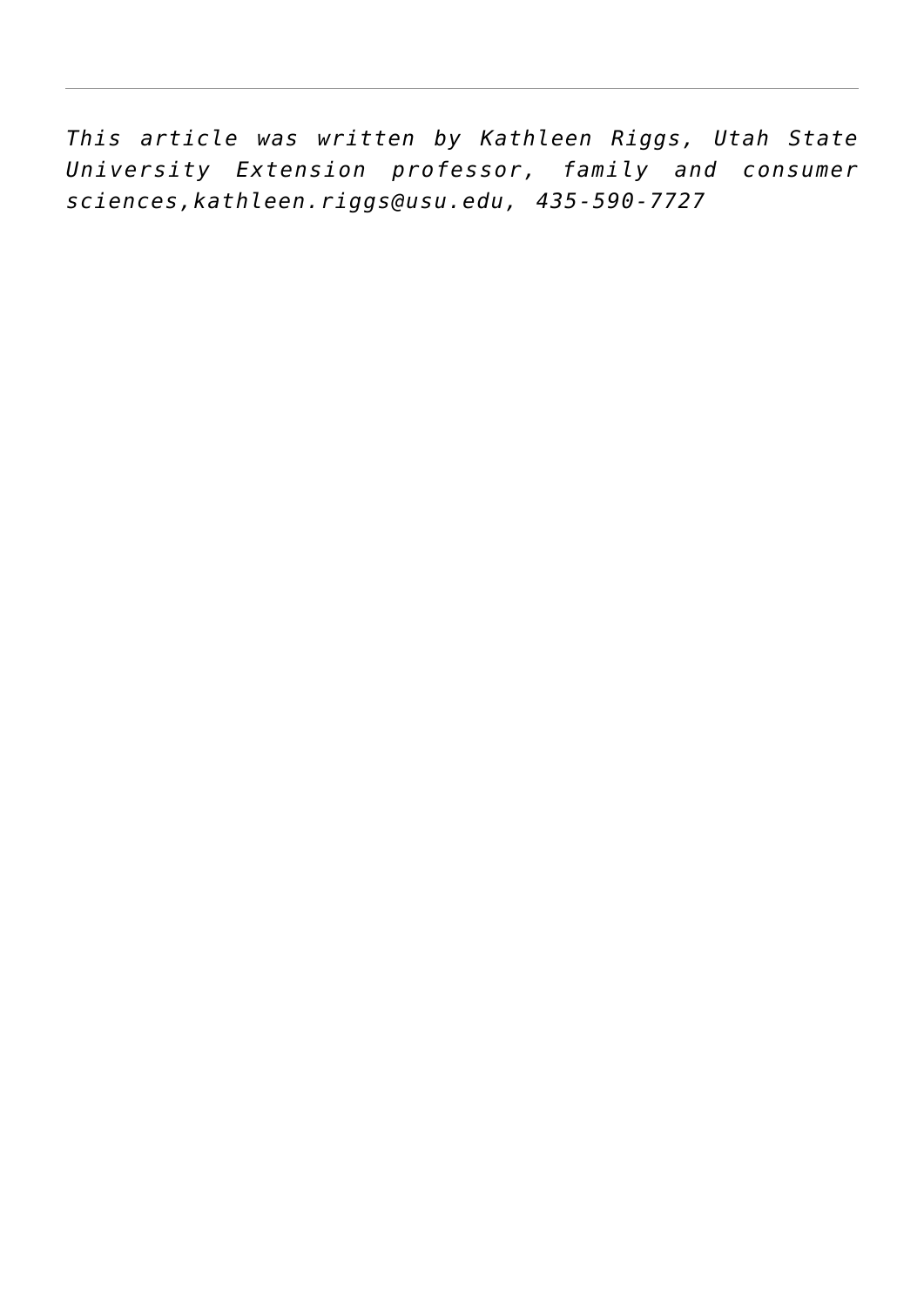---

*This article was written by Kathleen Riggs, Utah State University Extension professor, family and consumer sciences,kathleen.riggs@usu.edu, 435-590-7727*